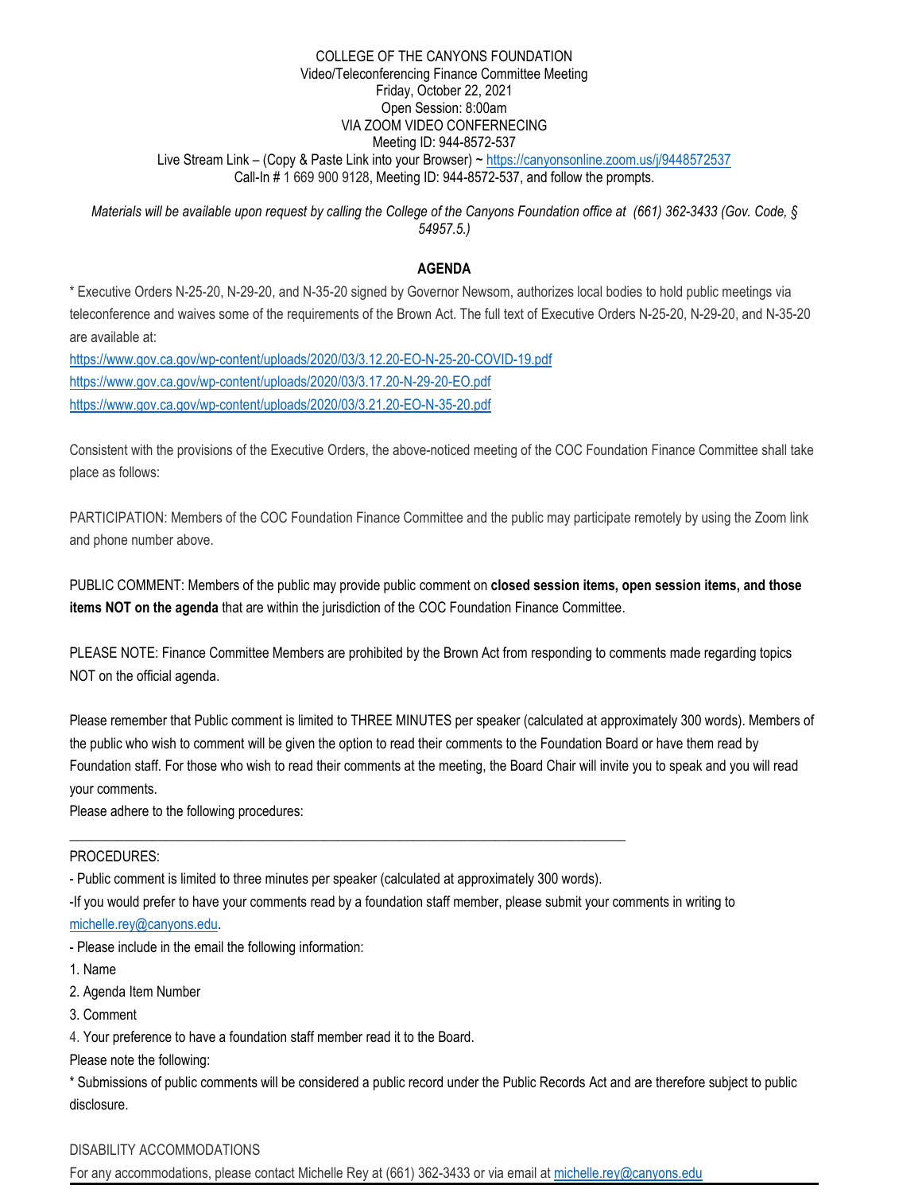COLLEGE OF THE CANYONS FOUNDATION
Video/Teleconferencing Finance Committee Meeting
Friday, October 22, 2021
Open Session: 8:00am
VIA ZOOM VIDEO CONFERENCING
Meeting ID: 944-8572-537
Live Stream Link – (Copy & Paste Link into your Browser) ~ https://canyonsonline.zoom.us/j/9448572537
Call-In # 1 669 900 9128, Meeting ID: 944-8572-537, and follow the prompts.

*Materials will be available upon request by calling the College of the Canyons Foundation office at (661) 362-3433 (Gov. Code, § 54957.5.)*

## AGENDA

* Executive Orders N-25-20, N-29-20, and N-35-20 signed by Governor Newsom, authorizes local bodies to hold public meetings via teleconference and waives some of the requirements of the Brown Act. The full text of Executive Orders N-25-20, N-29-20, and N-35-20 are available at:

https://www.gov.ca.gov/wp-content/uploads/2020/03/3.12.20-EO-N-25-20-COVID-19.pdf
https://www.gov.ca.gov/wp-content/uploads/2020/03/3.17.20-N-29-20-EO.pdf
https://www.gov.ca.gov/wp-content/uploads/2020/03/3.21.20-EO-N-35-20.pdf

Consistent with the provisions of the Executive Orders, the above-noticed meeting of the COC Foundation Finance Committee shall take place as follows:

PARTICIPATION: Members of the COC Foundation Finance Committee and the public may participate remotely by using the Zoom link and phone number above.

PUBLIC COMMENT: Members of the public may provide public comment on **closed session items, open session items, and those items NOT on the agenda** that are within the jurisdiction of the COC Foundation Finance Committee.

PLEASE NOTE: Finance Committee Members are prohibited by the Brown Act from responding to comments made regarding topics NOT on the official agenda.

Please remember that Public comment is limited to THREE MINUTES per speaker (calculated at approximately 300 words). Members of the public who wish to comment will be given the option to read their comments to the Foundation Board or have them read by Foundation staff. For those who wish to read their comments at the meeting, the Board Chair will invite you to speak and you will read your comments.
Please adhere to the following procedures:

---

PROCEDURES:

- Public comment is limited to three minutes per speaker (calculated at approximately 300 words).
- If you would prefer to have your comments read by a foundation staff member, please submit your comments in writing to michelle.rey@canyons.edu.
- Please include in the email the following information:

1. Name
2. Agenda Item Number
3. Comment
4. Your preference to have a foundation staff member read it to the Board.

Please note the following:

* Submissions of public comments will be considered a public record under the Public Records Act and are therefore subject to public disclosure.

DISABILITY ACCOMMODATIONS

For any accommodations, please contact Michelle Rey at (661) 362-3433 or via email at michelle.rey@canyons.edu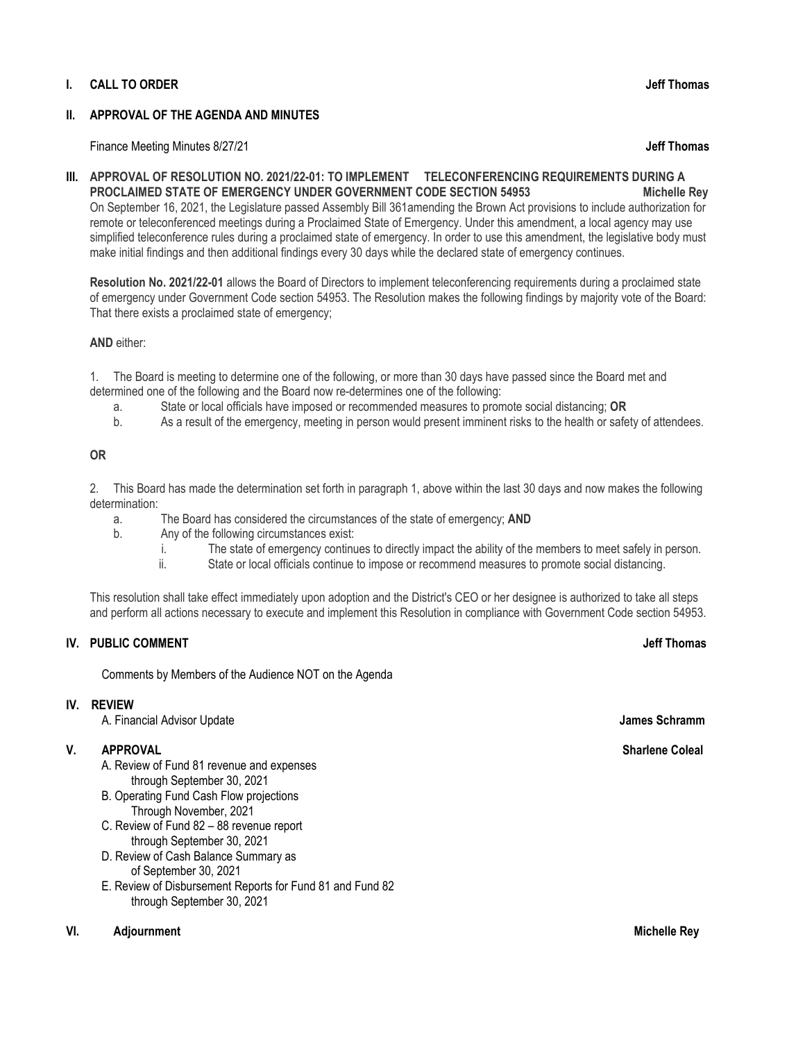## I. CALL TO ORDER **Jeff Thomas**

## II. APPROVAL OF THE AGENDA AND MINUTES

Finance Meeting Minutes 8/27/21 **Jeff Thomas**

## III. APPROVAL OF RESOLUTION NO. 2021/22-01: TO IMPLEMENT TELECONFERENCING REQUIREMENTS DURING A PROCLAIMED STATE OF EMERGENCY UNDER GOVERNMENT CODE SECTION 54953 **Michelle Rey**

On September 16, 2021, the Legislature passed Assembly Bill 361amending the Brown Act provisions to include authorization for remote or teleconferenced meetings during a Proclaimed State of Emergency. Under this amendment, a local agency may use simplified teleconference rules during a proclaimed state of emergency. In order to use this amendment, the legislative body must make initial findings and then additional findings every 30 days while the declared state of emergency continues.

**Resolution No. 2021/22-01** allows the Board of Directors to implement teleconferencing requirements during a proclaimed state of emergency under Government Code section 54953. The Resolution makes the following findings by majority vote of the Board: That there exists a proclaimed state of emergency;

**AND** either:

1. The Board is meeting to determine one of the following, or more than 30 days have passed since the Board met and determined one of the following and the Board now re-determines one of the following:
   a. State or local officials have imposed or recommended measures to promote social distancing; **OR**
   b. As a result of the emergency, meeting in person would present imminent risks to the health or safety of attendees.

**OR**

2. This Board has made the determination set forth in paragraph 1, above within the last 30 days and now makes the following determination:
   a. The Board has considered the circumstances of the state of emergency; **AND**
   b. Any of the following circumstances exist:
      i. The state of emergency continues to directly impact the ability of the members to meet safely in person.
      ii. State or local officials continue to impose or recommend measures to promote social distancing.

This resolution shall take effect immediately upon adoption and the District's CEO or her designee is authorized to take all steps and perform all actions necessary to execute and implement this Resolution in compliance with Government Code section 54953.

## IV. PUBLIC COMMENT **Jeff Thomas**

Comments by Members of the Audience NOT on the Agenda

## IV. REVIEW

A. Financial Advisor Update **James Schramm**

## V. APPROVAL **Sharlene Coleal**

A. Review of Fund 81 revenue and expenses through September 30, 2021

B. Operating Fund Cash Flow projections Through November, 2021

C. Review of Fund 82 – 88 revenue report through September 30, 2021

D. Review of Cash Balance Summary as of September 30, 2021

E. Review of Disbursement Reports for Fund 81 and Fund 82 through September 30, 2021

## VI. Adjournment **Michelle Rey**